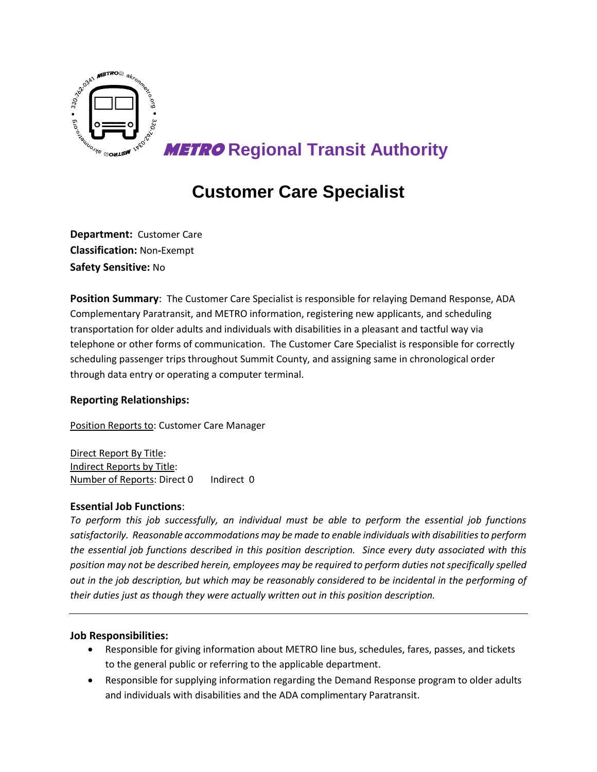**METRO Regional Transit Authority**

# Customer Care Specialist

**Department:** Customer Care
**Classification:** Non-Exempt
**Safety Sensitive:** No

**Position Summary**: The Customer Care Specialist is responsible for relaying Demand Response, ADA Complementary Paratransit, and METRO information, registering new applicants, and scheduling transportation for older adults and individuals with disabilities in a pleasant and tactful way via telephone or other forms of communication. The Customer Care Specialist is responsible for correctly scheduling passenger trips throughout Summit County, and assigning same in chronological order through data entry or operating a computer terminal.

### Reporting Relationships:

Position Reports to: Customer Care Manager

Direct Report By Title:
Indirect Reports by Title:
Number of Reports: Direct 0 Indirect 0

### Essential Job Functions:

*To perform this job successfully, an individual must be able to perform the essential job functions satisfactorily. Reasonable accommodations may be made to enable individuals with disabilities to perform the essential job functions described in this position description. Since every duty associated with this position may not be described herein, employees may be required to perform duties not specifically spelled out in the job description, but which may be reasonably considered to be incidental in the performing of their duties just as though they were actually written out in this position description.*

---

### Job Responsibilities:

- Responsible for giving information about METRO line bus, schedules, fares, passes, and tickets to the general public or referring to the applicable department.
- Responsible for supplying information regarding the Demand Response program to older adults and individuals with disabilities and the ADA complimentary Paratransit.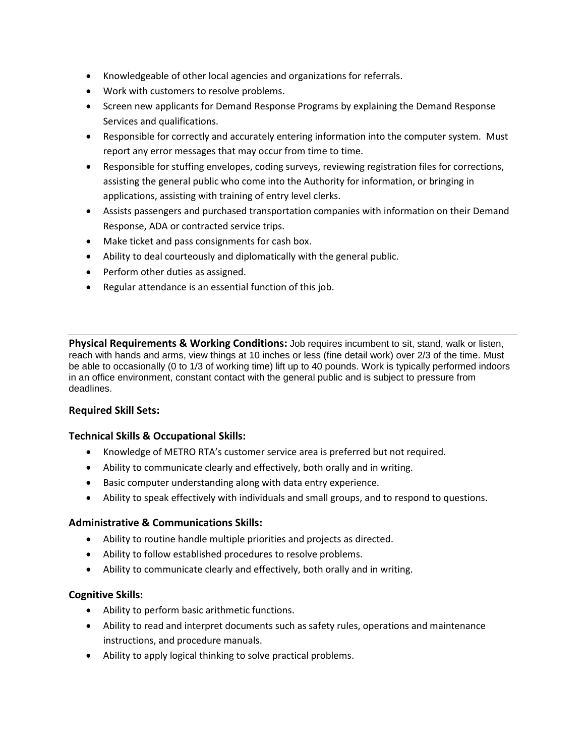- Knowledgeable of other local agencies and organizations for referrals.
- Work with customers to resolve problems.
- Screen new applicants for Demand Response Programs by explaining the Demand Response Services and qualifications.
- Responsible for correctly and accurately entering information into the computer system. Must report any error messages that may occur from time to time.
- Responsible for stuffing envelopes, coding surveys, reviewing registration files for corrections, assisting the general public who come into the Authority for information, or bringing in applications, assisting with training of entry level clerks.
- Assists passengers and purchased transportation companies with information on their Demand Response, ADA or contracted service trips.
- Make ticket and pass consignments for cash box.
- Ability to deal courteously and diplomatically with the general public.
- Perform other duties as assigned.
- Regular attendance is an essential function of this job.

---

**Physical Requirements & Working Conditions:** Job requires incumbent to sit, stand, walk or listen, reach with hands and arms, view things at 10 inches or less (fine detail work) over 2/3 of the time. Must be able to occasionally (0 to 1/3 of working time) lift up to 40 pounds. Work is typically performed indoors in an office environment, constant contact with the general public and is subject to pressure from deadlines.

### Required Skill Sets:

### Technical Skills & Occupational Skills:

- Knowledge of METRO RTA's customer service area is preferred but not required.
- Ability to communicate clearly and effectively, both orally and in writing.
- Basic computer understanding along with data entry experience.
- Ability to speak effectively with individuals and small groups, and to respond to questions.

### Administrative & Communications Skills:

- Ability to routine handle multiple priorities and projects as directed.
- Ability to follow established procedures to resolve problems.
- Ability to communicate clearly and effectively, both orally and in writing.

### Cognitive Skills:

- Ability to perform basic arithmetic functions.
- Ability to read and interpret documents such as safety rules, operations and maintenance instructions, and procedure manuals.
- Ability to apply logical thinking to solve practical problems.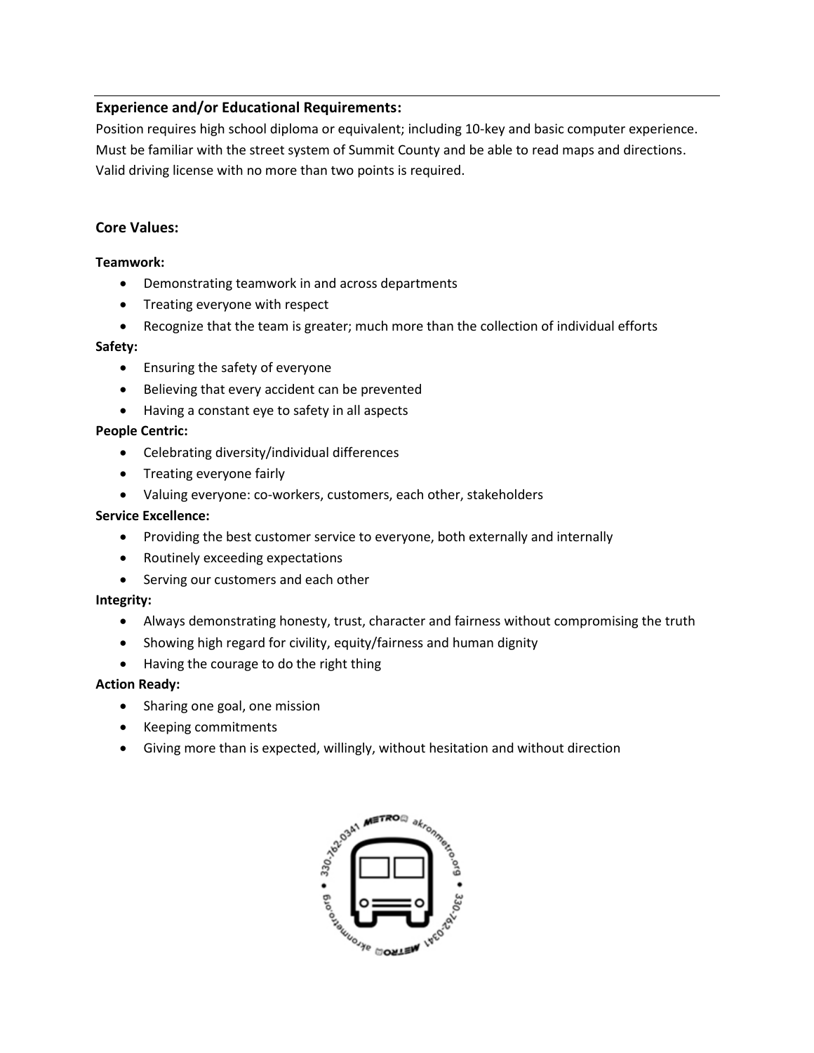## Experience and/or Educational Requirements:

Position requires high school diploma or equivalent; including 10-key and basic computer experience. Must be familiar with the street system of Summit County and be able to read maps and directions. Valid driving license with no more than two points is required.

## Core Values:

**Teamwork:**

- Demonstrating teamwork in and across departments
- Treating everyone with respect
- Recognize that the team is greater; much more than the collection of individual efforts

**Safety:**

- Ensuring the safety of everyone
- Believing that every accident can be prevented
- Having a constant eye to safety in all aspects

**People Centric:**

- Celebrating diversity/individual differences
- Treating everyone fairly
- Valuing everyone: co-workers, customers, each other, stakeholders

**Service Excellence:**

- Providing the best customer service to everyone, both externally and internally
- Routinely exceeding expectations
- Serving our customers and each other

**Integrity:**

- Always demonstrating honesty, trust, character and fairness without compromising the truth
- Showing high regard for civility, equity/fairness and human dignity
- Having the courage to do the right thing

**Action Ready:**

- Sharing one goal, one mission
- Keeping commitments
- Giving more than is expected, willingly, without hesitation and without direction